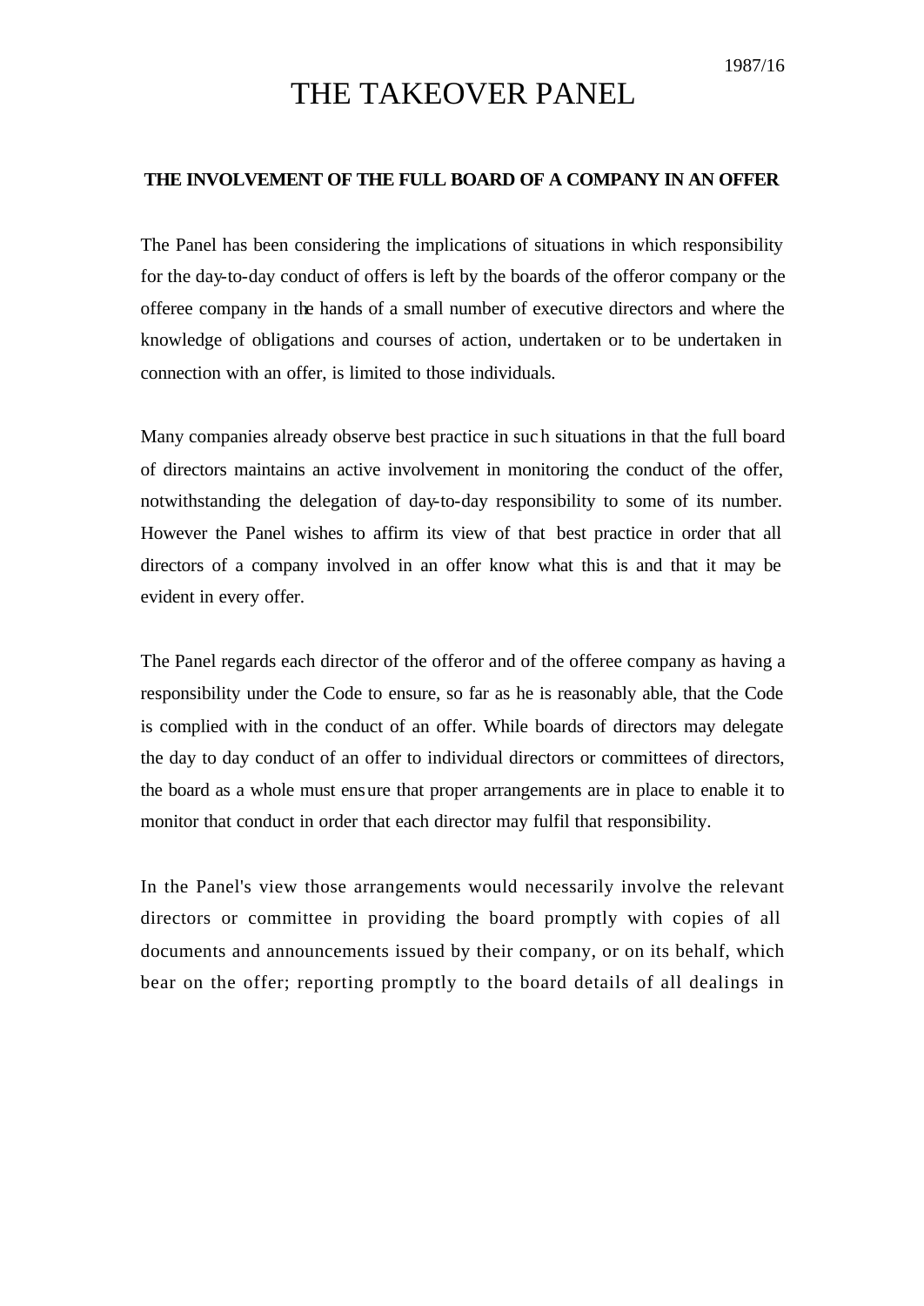1987/16

# THE TAKEOVER PANEL

## THE INVOLVEMENT OF THE FULL BOARD OF A COMPANY IN AN OFFER

The Panel has been considering the implications of situations in which responsibility for the day-to-day conduct of offers is left by the boards of the offeror company or the offeree company in the hands of a small number of executive directors and where the knowledge of obligations and courses of action, undertaken or to be undertaken in connection with an offer, is limited to those individuals.

Many companies already observe best practice in such situations in that the full board of directors maintains an active involvement in monitoring the conduct of the offer, notwithstanding the delegation of day-to-day responsibility to some of its number. However the Panel wishes to affirm its view of that best practice in order that all directors of a company involved in an offer know what this is and that it may be evident in every offer.

The Panel regards each director of the offeror and of the offeree company as having a responsibility under the Code to ensure, so far as he is reasonably able, that the Code is complied with in the conduct of an offer. While boards of directors may delegate the day to day conduct of an offer to individual directors or committees of directors, the board as a whole must ensure that proper arrangements are in place to enable it to monitor that conduct in order that each director may fulfil that responsibility.

In the Panel's view those arrangements would necessarily involve the relevant directors or committee in providing the board promptly with copies of all documents and announcements issued by their company, or on its behalf, which bear on the offer; reporting promptly to the board details of all dealings in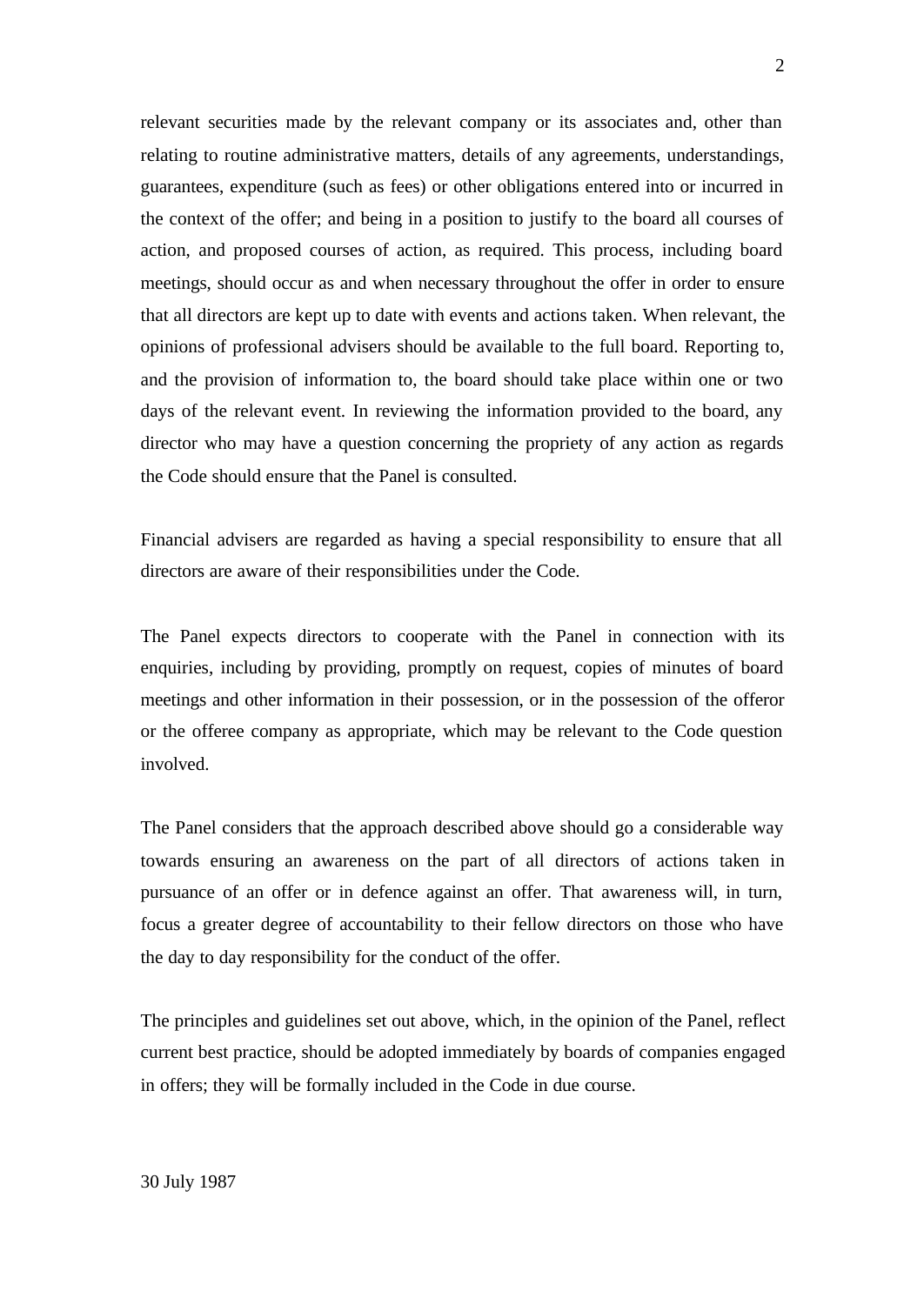relevant securities made by the relevant company or its associates and, other than relating to routine administrative matters, details of any agreements, understandings, guarantees, expenditure (such as fees) or other obligations entered into or incurred in the context of the offer; and being in a position to justify to the board all courses of action, and proposed courses of action, as required. This process, including board meetings, should occur as and when necessary throughout the offer in order to ensure that all directors are kept up to date with events and actions taken. When relevant, the opinions of professional advisers should be available to the full board. Reporting to, and the provision of information to, the board should take place within one or two days of the relevant event. In reviewing the information provided to the board, any director who may have a question concerning the propriety of any action as regards the Code should ensure that the Panel is consulted.

Financial advisers are regarded as having a special responsibility to ensure that all directors are aware of their responsibilities under the Code.

The Panel expects directors to cooperate with the Panel in connection with its enquiries, including by providing, promptly on request, copies of minutes of board meetings and other information in their possession, or in the possession of the offeror or the offeree company as appropriate, which may be relevant to the Code question involved.

The Panel considers that the approach described above should go a considerable way towards ensuring an awareness on the part of all directors of actions taken in pursuance of an offer or in defence against an offer. That awareness will, in turn, focus a greater degree of accountability to their fellow directors on those who have the day to day responsibility for the conduct of the offer.

The principles and guidelines set out above, which, in the opinion of the Panel, reflect current best practice, should be adopted immediately by boards of companies engaged in offers; they will be formally included in the Code in due course.

30 July 1987